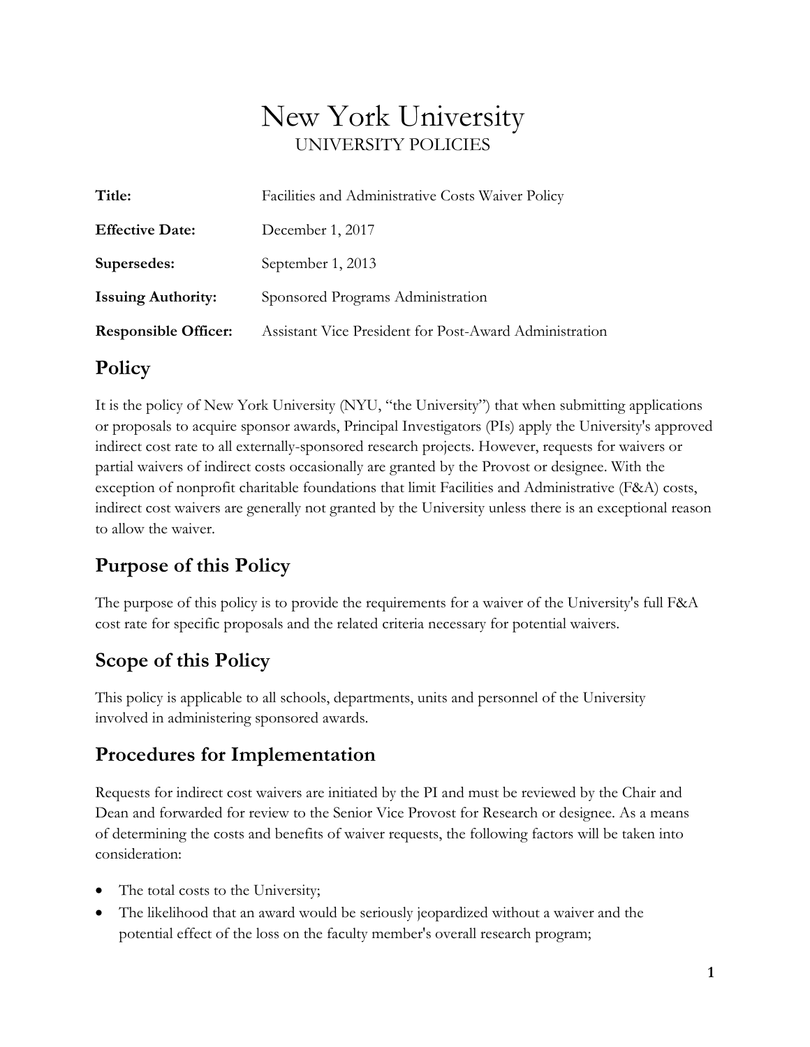# New York University

UNIVERSITY POLICIES

| | |
|---|---|
| **Title:** | Facilities and Administrative Costs Waiver Policy |
| **Effective Date:** | December 1, 2017 |
| **Supersedes:** | September 1, 2013 |
| **Issuing Authority:** | Sponsored Programs Administration |
| **Responsible Officer:** | Assistant Vice President for Post-Award Administration |

## Policy

It is the policy of New York University (NYU, "the University") that when submitting applications or proposals to acquire sponsor awards, Principal Investigators (PIs) apply the University's approved indirect cost rate to all externally-sponsored research projects. However, requests for waivers or partial waivers of indirect costs occasionally are granted by the Provost or designee. With the exception of nonprofit charitable foundations that limit Facilities and Administrative (F&A) costs, indirect cost waivers are generally not granted by the University unless there is an exceptional reason to allow the waiver.

## Purpose of this Policy

The purpose of this policy is to provide the requirements for a waiver of the University's full F&A cost rate for specific proposals and the related criteria necessary for potential waivers.

## Scope of this Policy

This policy is applicable to all schools, departments, units and personnel of the University involved in administering sponsored awards.

## Procedures for Implementation

Requests for indirect cost waivers are initiated by the PI and must be reviewed by the Chair and Dean and forwarded for review to the Senior Vice Provost for Research or designee. As a means of determining the costs and benefits of waiver requests, the following factors will be taken into consideration:

- The total costs to the University;
- The likelihood that an award would be seriously jeopardized without a waiver and the potential effect of the loss on the faculty member's overall research program;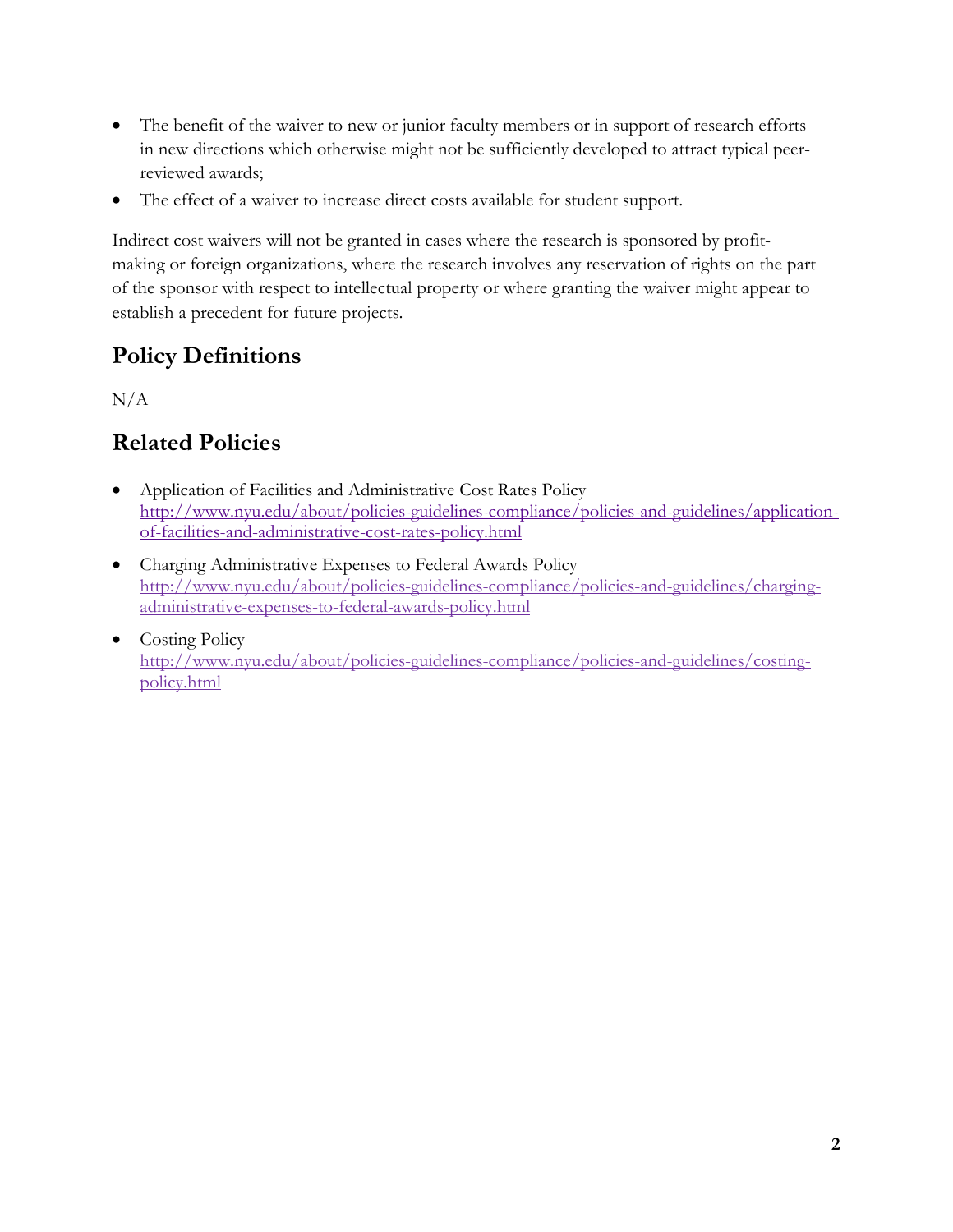- The benefit of the waiver to new or junior faculty members or in support of research efforts in new directions which otherwise might not be sufficiently developed to attract typical peer-reviewed awards;
- The effect of a waiver to increase direct costs available for student support.

Indirect cost waivers will not be granted in cases where the research is sponsored by profit-making or foreign organizations, where the research involves any reservation of rights on the part of the sponsor with respect to intellectual property or where granting the waiver might appear to establish a precedent for future projects.

## Policy Definitions

N/A

## Related Policies

- Application of Facilities and Administrative Cost Rates Policy
  [http://www.nyu.edu/about/policies-guidelines-compliance/policies-and-guidelines/application-of-facilities-and-administrative-cost-rates-policy.html](http://www.nyu.edu/about/policies-guidelines-compliance/policies-and-guidelines/application-of-facilities-and-administrative-cost-rates-policy.html)
- Charging Administrative Expenses to Federal Awards Policy
  [http://www.nyu.edu/about/policies-guidelines-compliance/policies-and-guidelines/charging-administrative-expenses-to-federal-awards-policy.html](http://www.nyu.edu/about/policies-guidelines-compliance/policies-and-guidelines/charging-administrative-expenses-to-federal-awards-policy.html)
- Costing Policy
  [http://www.nyu.edu/about/policies-guidelines-compliance/policies-and-guidelines/costing-policy.html](http://www.nyu.edu/about/policies-guidelines-compliance/policies-and-guidelines/costing-policy.html)